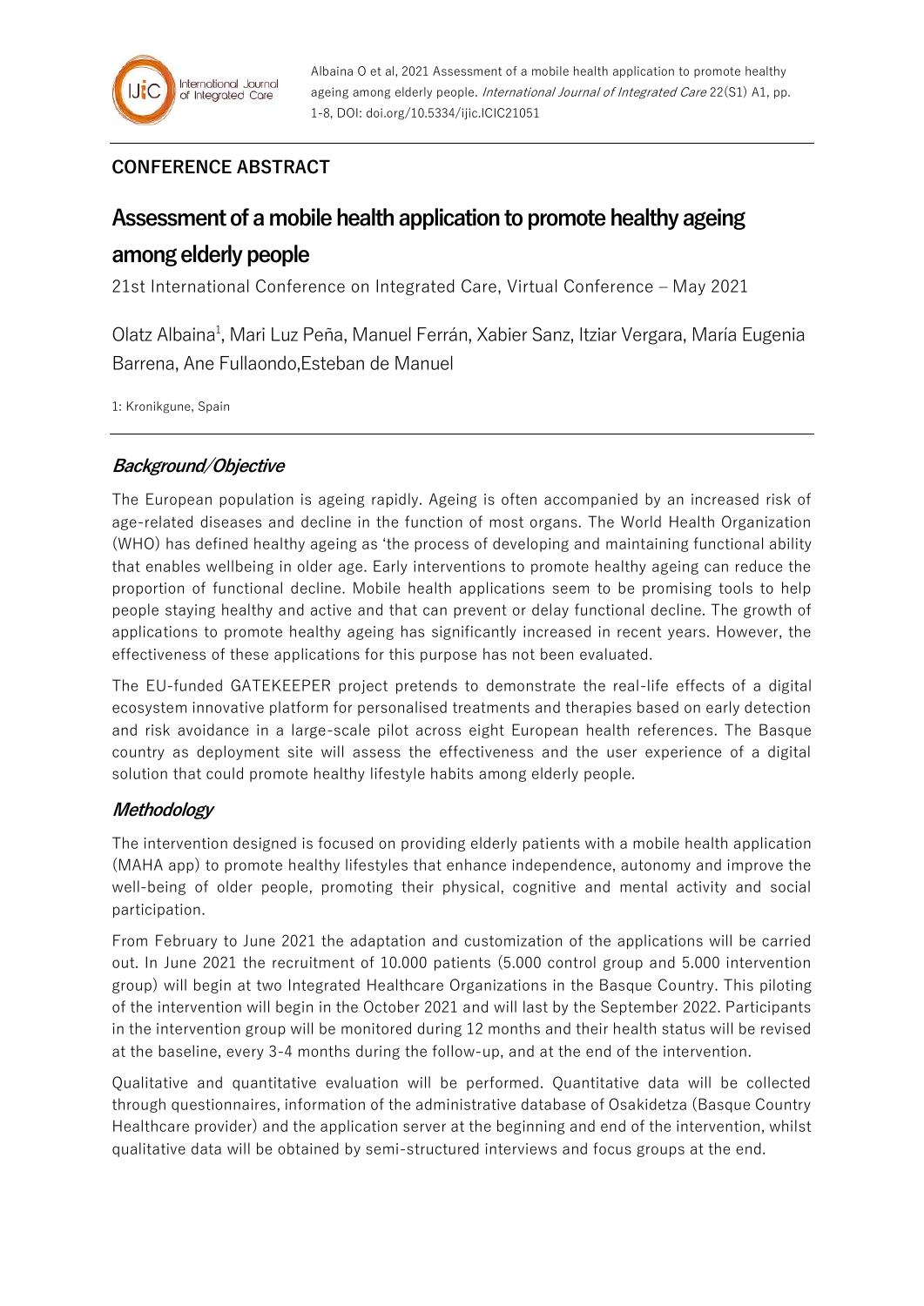## CONFERENCE ABSTRACT

# Assessment of a mobile health application to promote healthy ageing among elderly people

21st International Conference on Integrated Care, Virtual Conference – May 2021

Olatz Albaina[1], Mari Luz Peña, Manuel Ferrán, Xabier Sanz, Itziar Vergara, María Eugenia Barrena, Ane Fullaondo,Esteban de Manuel

1: Kronikgune, Spain

## *Background/Objective*

The European population is ageing rapidly. Ageing is often accompanied by an increased risk of age-related diseases and decline in the function of most organs. The World Health Organization (WHO) has defined healthy ageing as 'the process of developing and maintaining functional ability that enables wellbeing in older age. Early interventions to promote healthy ageing can reduce the proportion of functional decline. Mobile health applications seem to be promising tools to help people staying healthy and active and that can prevent or delay functional decline. The growth of applications to promote healthy ageing has significantly increased in recent years. However, the effectiveness of these applications for this purpose has not been evaluated.

The EU-funded GATEKEEPER project pretends to demonstrate the real-life effects of a digital ecosystem innovative platform for personalised treatments and therapies based on early detection and risk avoidance in a large-scale pilot across eight European health references. The Basque country as deployment site will assess the effectiveness and the user experience of a digital solution that could promote healthy lifestyle habits among elderly people.

## *Methodology*

The intervention designed is focused on providing elderly patients with a mobile health application (MAHA app) to promote healthy lifestyles that enhance independence, autonomy and improve the well-being of older people, promoting their physical, cognitive and mental activity and social participation.

From February to June 2021 the adaptation and customization of the applications will be carried out. In June 2021 the recruitment of 10.000 patients (5.000 control group and 5.000 intervention group) will begin at two Integrated Healthcare Organizations in the Basque Country. This piloting of the intervention will begin in the October 2021 and will last by the September 2022. Participants in the intervention group will be monitored during 12 months and their health status will be revised at the baseline, every 3-4 months during the follow-up, and at the end of the intervention.

Qualitative and quantitative evaluation will be performed. Quantitative data will be collected through questionnaires, information of the administrative database of Osakidetza (Basque Country Healthcare provider) and the application server at the beginning and end of the intervention, whilst qualitative data will be obtained by semi-structured interviews and focus groups at the end.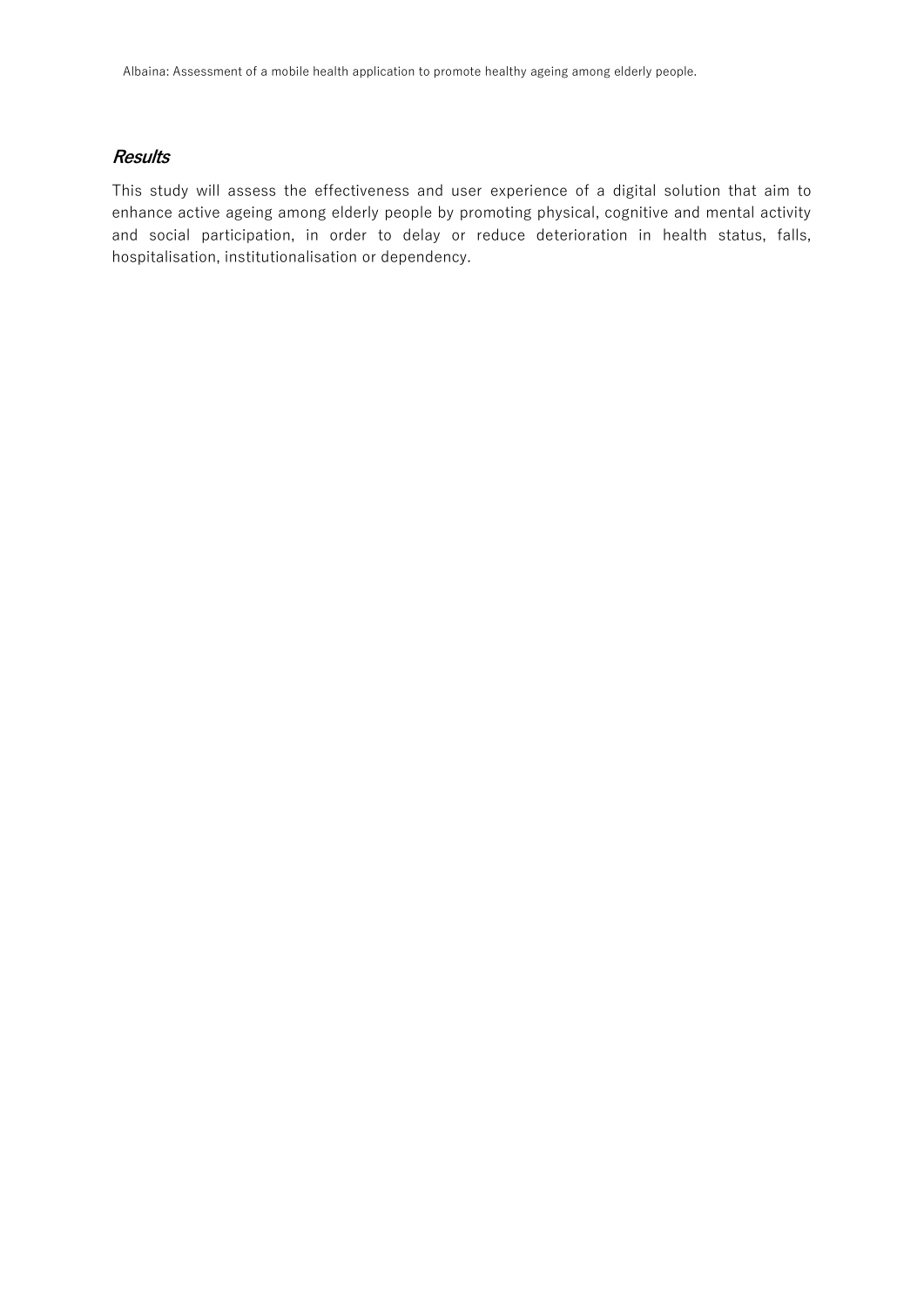### *Results*

This study will assess the effectiveness and user experience of a digital solution that aim to enhance active ageing among elderly people by promoting physical, cognitive and mental activity and social participation, in order to delay or reduce deterioration in health status, falls, hospitalisation, institutionalisation or dependency.